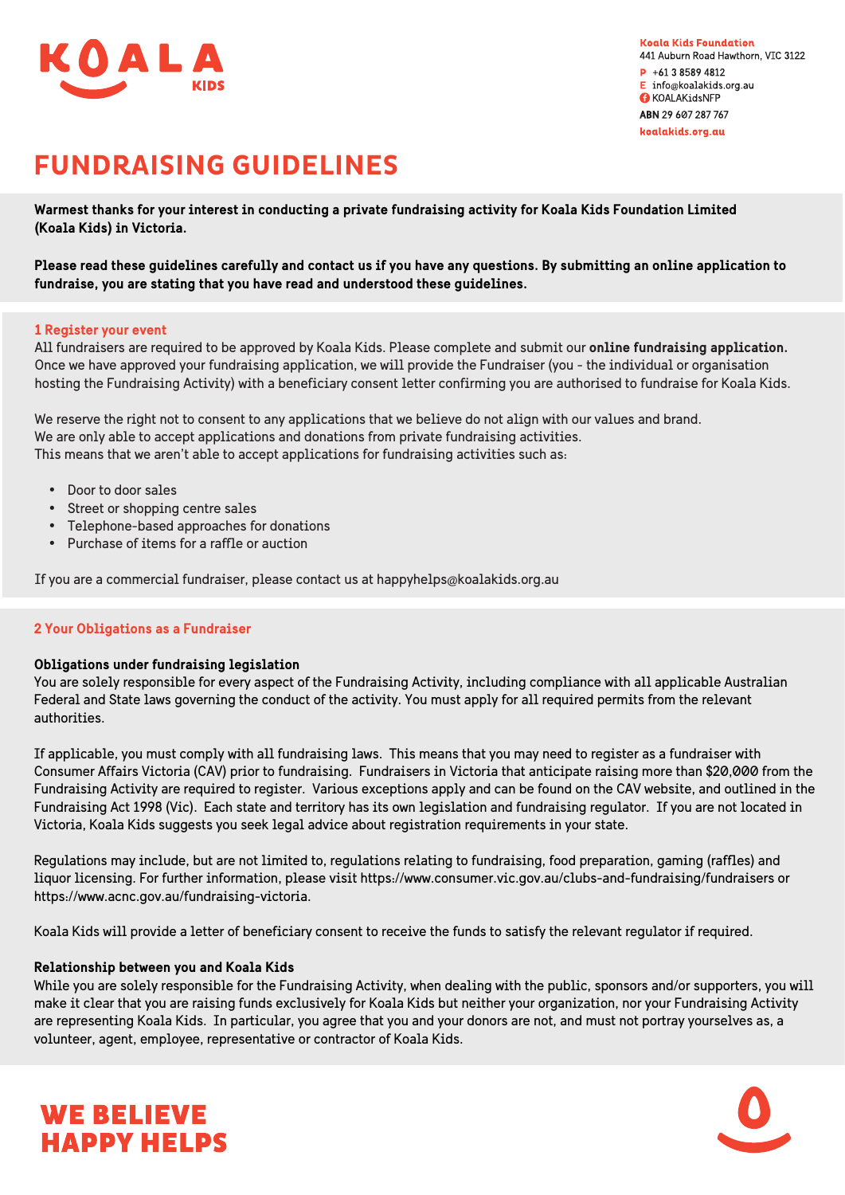KOALA KIDS

**Koala Kids Foundation**
441 Auburn Road Hawthorn, VIC 3122
P +61 3 8589 4812
E info@koalakids.org.au
KOALAKidsNFP
**ABN** 29 607 287 767
**koalakids.org.au**

# FUNDRAISING GUIDELINES

**Warmest thanks for your interest in conducting a private fundraising activity for Koala Kids Foundation Limited (Koala Kids) in Victoria.**

**Please read these guidelines carefully and contact us if you have any questions. By submitting an online application to fundraise, you are stating that you have read and understood these guidelines.**

## 1 Register your event

All fundraisers are required to be approved by Koala Kids. Please complete and submit our **online fundraising application.** Once we have approved your fundraising application, we will provide the Fundraiser (you - the individual or organisation hosting the Fundraising Activity) with a beneficiary consent letter confirming you are authorised to fundraise for Koala Kids.

We reserve the right not to consent to any applications that we believe do not align with our values and brand. We are only able to accept applications and donations from private fundraising activities. This means that we aren't able to accept applications for fundraising activities such as:

- Door to door sales
- Street or shopping centre sales
- Telephone-based approaches for donations
- Purchase of items for a raffle or auction

If you are a commercial fundraiser, please contact us at happyhelps@koalakids.org.au

## 2 Your Obligations as a Fundraiser

### Obligations under fundraising legislation

You are solely responsible for every aspect of the Fundraising Activity, including compliance with all applicable Australian Federal and State laws governing the conduct of the activity. You must apply for all required permits from the relevant authorities.

If applicable, you must comply with all fundraising laws. This means that you may need to register as a fundraiser with Consumer Affairs Victoria (CAV) prior to fundraising. Fundraisers in Victoria that anticipate raising more than $20,000 from the Fundraising Activity are required to register. Various exceptions apply and can be found on the CAV website, and outlined in the Fundraising Act 1998 (Vic). Each state and territory has its own legislation and fundraising regulator. If you are not located in Victoria, Koala Kids suggests you seek legal advice about registration requirements in your state.

Regulations may include, but are not limited to, regulations relating to fundraising, food preparation, gaming (raffles) and liquor licensing. For further information, please visit https://www.consumer.vic.gov.au/clubs-and-fundraising/fundraisers or https://www.acnc.gov.au/fundraising-victoria.

Koala Kids will provide a letter of beneficiary consent to receive the funds to satisfy the relevant regulator if required.

### Relationship between you and Koala Kids

While you are solely responsible for the Fundraising Activity, when dealing with the public, sponsors and/or supporters, you will make it clear that you are raising funds exclusively for Koala Kids but neither your organization, nor your Fundraising Activity are representing Koala Kids. In particular, you agree that you and your donors are not, and must not portray yourselves as, a volunteer, agent, employee, representative or contractor of Koala Kids.

WE BELIEVE HAPPY HELPS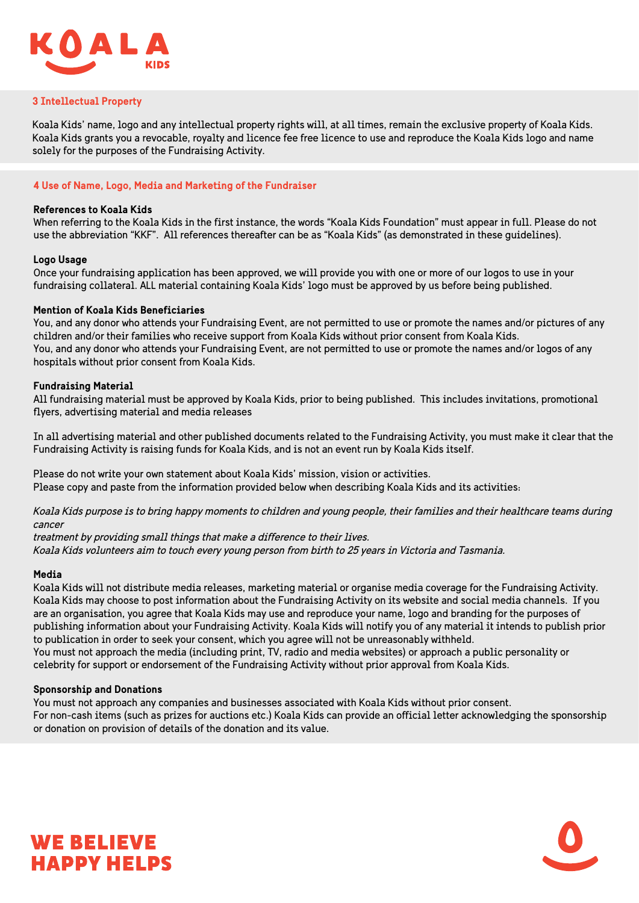## 3 Intellectual Property

Koala Kids' name, logo and any intellectual property rights will, at all times, remain the exclusive property of Koala Kids. Koala Kids grants you a revocable, royalty and licence fee free licence to use and reproduce the Koala Kids logo and name solely for the purposes of the Fundraising Activity.

## 4 Use of Name, Logo, Media and Marketing of the Fundraiser

**References to Koala Kids**
When referring to the Koala Kids in the first instance, the words "Koala Kids Foundation" must appear in full. Please do not use the abbreviation "KKF". All references thereafter can be as "Koala Kids" (as demonstrated in these guidelines).

**Logo Usage**
Once your fundraising application has been approved, we will provide you with one or more of our logos to use in your fundraising collateral. ALL material containing Koala Kids' logo must be approved by us before being published.

**Mention of Koala Kids Beneficiaries**
You, and any donor who attends your Fundraising Event, are not permitted to use or promote the names and/or pictures of any children and/or their families who receive support from Koala Kids without prior consent from Koala Kids.
You, and any donor who attends your Fundraising Event, are not permitted to use or promote the names and/or logos of any hospitals without prior consent from Koala Kids.

**Fundraising Material**
All fundraising material must be approved by Koala Kids, prior to being published. This includes invitations, promotional flyers, advertising material and media releases

In all advertising material and other published documents related to the Fundraising Activity, you must make it clear that the Fundraising Activity is raising funds for Koala Kids, and is not an event run by Koala Kids itself.

Please do not write your own statement about Koala Kids' mission, vision or activities.
Please copy and paste from the information provided below when describing Koala Kids and its activities:

*Koala Kids purpose is to bring happy moments to children and young people, their families and their healthcare teams during cancer*
*treatment by providing small things that make a difference to their lives.*
*Koala Kids volunteers aim to touch every young person from birth to 25 years in Victoria and Tasmania.*

**Media**
Koala Kids will not distribute media releases, marketing material or organise media coverage for the Fundraising Activity. Koala Kids may choose to post information about the Fundraising Activity on its website and social media channels. If you are an organisation, you agree that Koala Kids may use and reproduce your name, logo and branding for the purposes of publishing information about your Fundraising Activity. Koala Kids will notify you of any material it intends to publish prior to publication in order to seek your consent, which you agree will not be unreasonably withheld.
You must not approach the media (including print, TV, radio and media websites) or approach a public personality or celebrity for support or endorsement of the Fundraising Activity without prior approval from Koala Kids.

**Sponsorship and Donations**
You must not approach any companies and businesses associated with Koala Kids without prior consent.
For non-cash items (such as prizes for auctions etc.) Koala Kids can provide an official letter acknowledging the sponsorship or donation on provision of details of the donation and its value.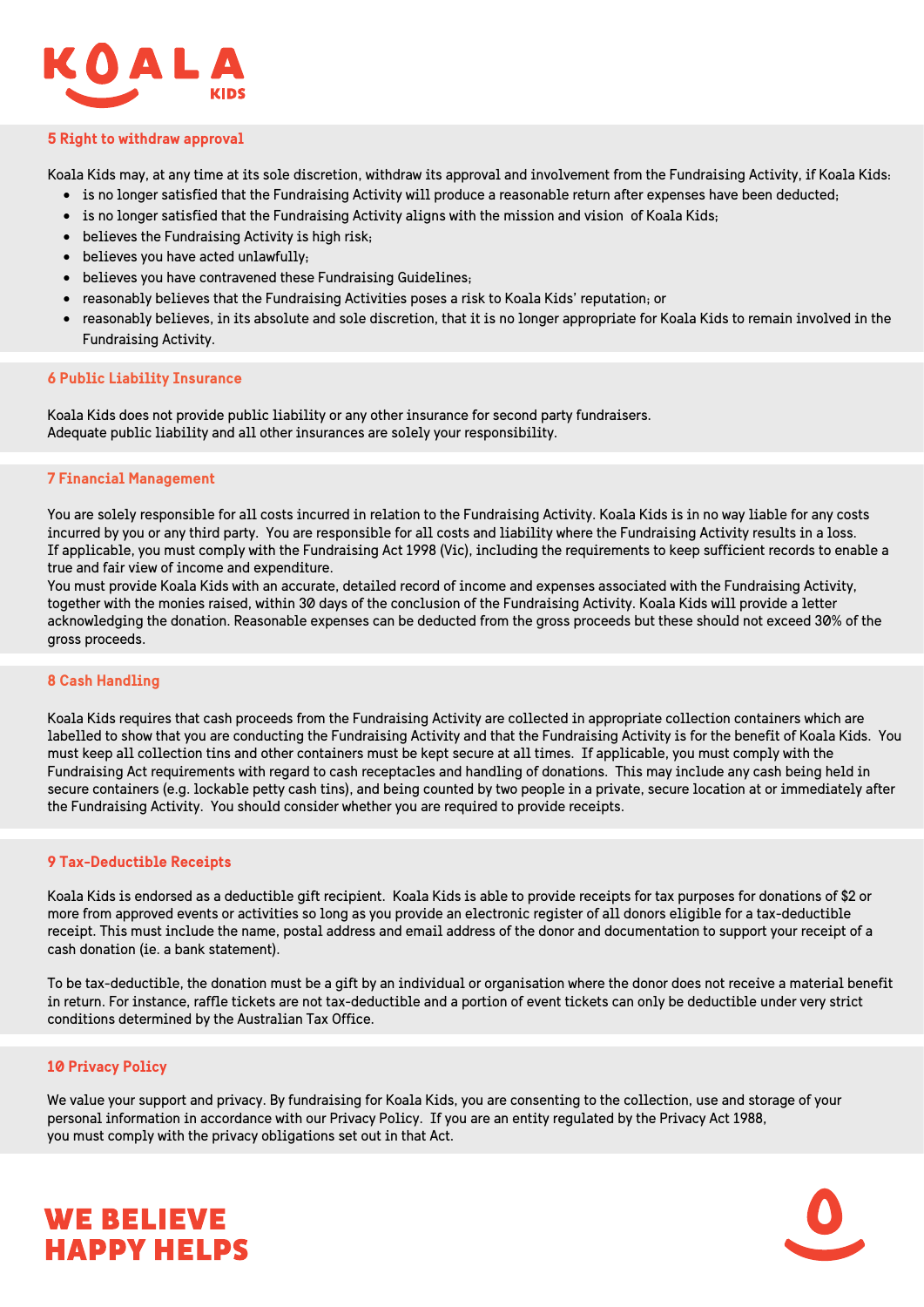## 5 Right to withdraw approval

Koala Kids may, at any time at its sole discretion, withdraw its approval and involvement from the Fundraising Activity, if Koala Kids:

- is no longer satisfied that the Fundraising Activity will produce a reasonable return after expenses have been deducted;
- is no longer satisfied that the Fundraising Activity aligns with the mission and vision of Koala Kids;
- believes the Fundraising Activity is high risk;
- believes you have acted unlawfully;
- believes you have contravened these Fundraising Guidelines;
- reasonably believes that the Fundraising Activities poses a risk to Koala Kids' reputation; or
- reasonably believes, in its absolute and sole discretion, that it is no longer appropriate for Koala Kids to remain involved in the Fundraising Activity.

## 6 Public Liability Insurance

Koala Kids does not provide public liability or any other insurance for second party fundraisers.
Adequate public liability and all other insurances are solely your responsibility.

## 7 Financial Management

You are solely responsible for all costs incurred in relation to the Fundraising Activity. Koala Kids is in no way liable for any costs incurred by you or any third party. You are responsible for all costs and liability where the Fundraising Activity results in a loss.
If applicable, you must comply with the Fundraising Act 1998 (Vic), including the requirements to keep sufficient records to enable a true and fair view of income and expenditure.
You must provide Koala Kids with an accurate, detailed record of income and expenses associated with the Fundraising Activity, together with the monies raised, within 30 days of the conclusion of the Fundraising Activity. Koala Kids will provide a letter acknowledging the donation. Reasonable expenses can be deducted from the gross proceeds but these should not exceed 30% of the gross proceeds.

## 8 Cash Handling

Koala Kids requires that cash proceeds from the Fundraising Activity are collected in appropriate collection containers which are labelled to show that you are conducting the Fundraising Activity and that the Fundraising Activity is for the benefit of Koala Kids. You must keep all collection tins and other containers must be kept secure at all times. If applicable, you must comply with the Fundraising Act requirements with regard to cash receptacles and handling of donations. This may include any cash being held in secure containers (e.g. lockable petty cash tins), and being counted by two people in a private, secure location at or immediately after the Fundraising Activity. You should consider whether you are required to provide receipts.

## 9 Tax-Deductible Receipts

Koala Kids is endorsed as a deductible gift recipient. Koala Kids is able to provide receipts for tax purposes for donations of $2 or more from approved events or activities so long as you provide an electronic register of all donors eligible for a tax-deductible receipt. This must include the name, postal address and email address of the donor and documentation to support your receipt of a cash donation (ie. a bank statement).

To be tax-deductible, the donation must be a gift by an individual or organisation where the donor does not receive a material benefit in return. For instance, raffle tickets are not tax-deductible and a portion of event tickets can only be deductible under very strict conditions determined by the Australian Tax Office.

## 10 Privacy Policy

We value your support and privacy. By fundraising for Koala Kids, you are consenting to the collection, use and storage of your personal information in accordance with our Privacy Policy. If you are an entity regulated by the Privacy Act 1988, you must comply with the privacy obligations set out in that Act.

**WE BELIEVE HAPPY HELPS**